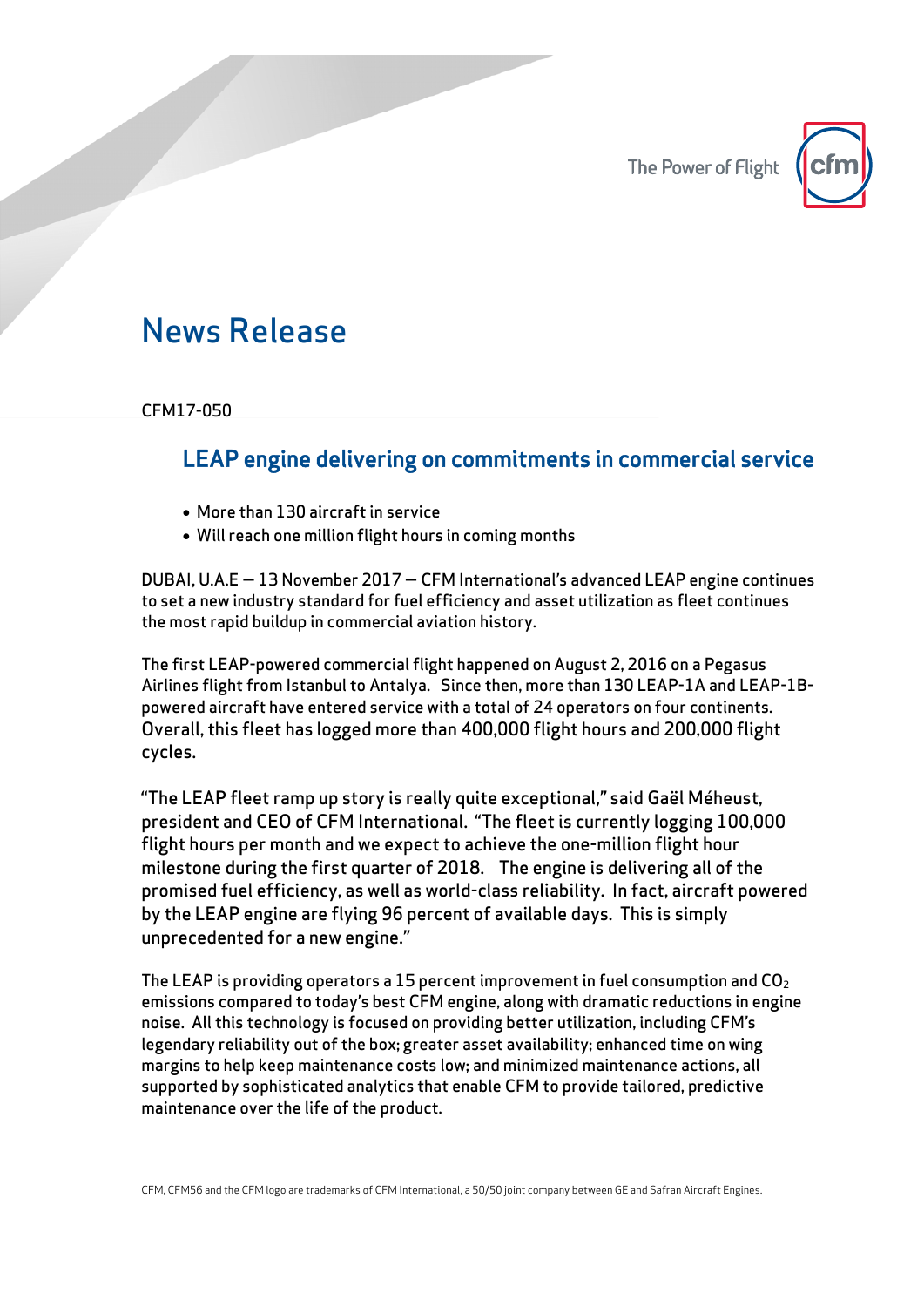The Power of Flight

# News Release

CFM17-050

## LEAP engine delivering on commitments in commercial service

- More than 130 aircraft in service
- Will reach one million flight hours in coming months

DUBAI, U.A.E – 13 November 2017 – CFM International's advanced LEAP engine continues to set a new industry standard for fuel efficiency and asset utilization as fleet continues the most rapid buildup in commercial aviation history.

The first LEAP-powered commercial flight happened on August 2, 2016 on a Pegasus Airlines flight from Istanbul to Antalya. Since then, more than 130 LEAP-1A and LEAP-1B-powered aircraft have entered service with a total of 24 operators on four continents. Overall, this fleet has logged more than 400,000 flight hours and 200,000 flight cycles.

"The LEAP fleet ramp up story is really quite exceptional," said Gaël Méheust, president and CEO of CFM International. "The fleet is currently logging 100,000 flight hours per month and we expect to achieve the one-million flight hour milestone during the first quarter of 2018. The engine is delivering all of the promised fuel efficiency, as well as world-class reliability. In fact, aircraft powered by the LEAP engine are flying 96 percent of available days. This is simply unprecedented for a new engine."

The LEAP is providing operators a 15 percent improvement in fuel consumption and $CO_2$ emissions compared to today's best CFM engine, along with dramatic reductions in engine noise. All this technology is focused on providing better utilization, including CFM's legendary reliability out of the box; greater asset availability; enhanced time on wing margins to help keep maintenance costs low; and minimized maintenance actions, all supported by sophisticated analytics that enable CFM to provide tailored, predictive maintenance over the life of the product.

CFM, CFM56 and the CFM logo are trademarks of CFM International, a 50/50 joint company between GE and Safran Aircraft Engines.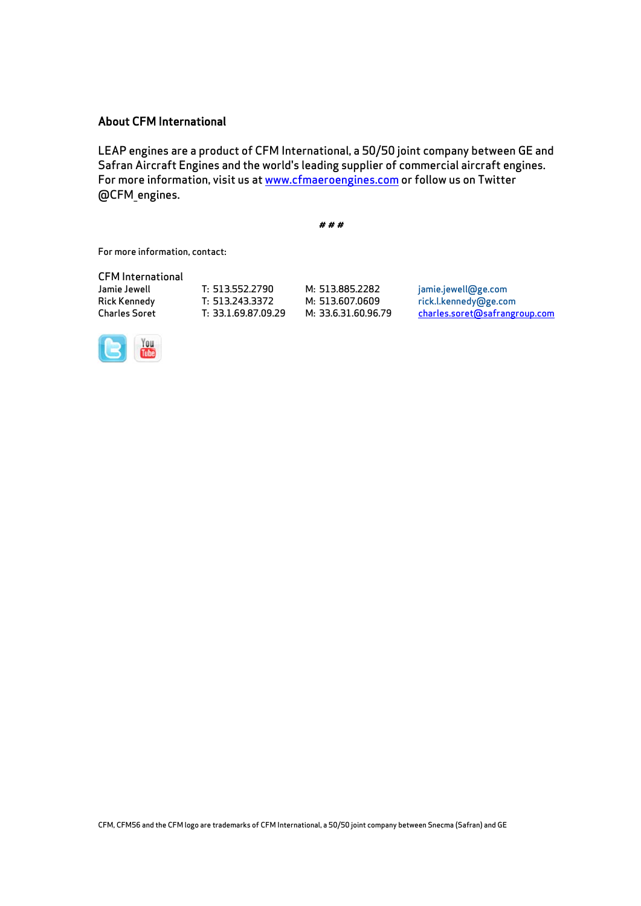## About CFM International

LEAP engines are a product of CFM International, a 50/50 joint company between GE and Safran Aircraft Engines and the world's leading supplier of commercial aircraft engines. For more information, visit us at www.cfmaeroengines.com or follow us on Twitter @CFM_engines.

# # #

For more information, contact:

CFM International

| | | | |
|---|---|---|---|
| Jamie Jewell | T: 513.552.2790 | M: 513.885.2282 | jamie.jewell@ge.com |
| Rick Kennedy | T: 513.243.3372 | M: 513.607.0609 | rick.l.kennedy@ge.com |
| Charles Soret | T: 33.1.69.87.09.29 | M: 33.6.31.60.96.79 | charles.soret@safrangroup.com |

CFM, CFM56 and the CFM logo are trademarks of CFM International, a 50/50 joint company between Snecma (Safran) and GE